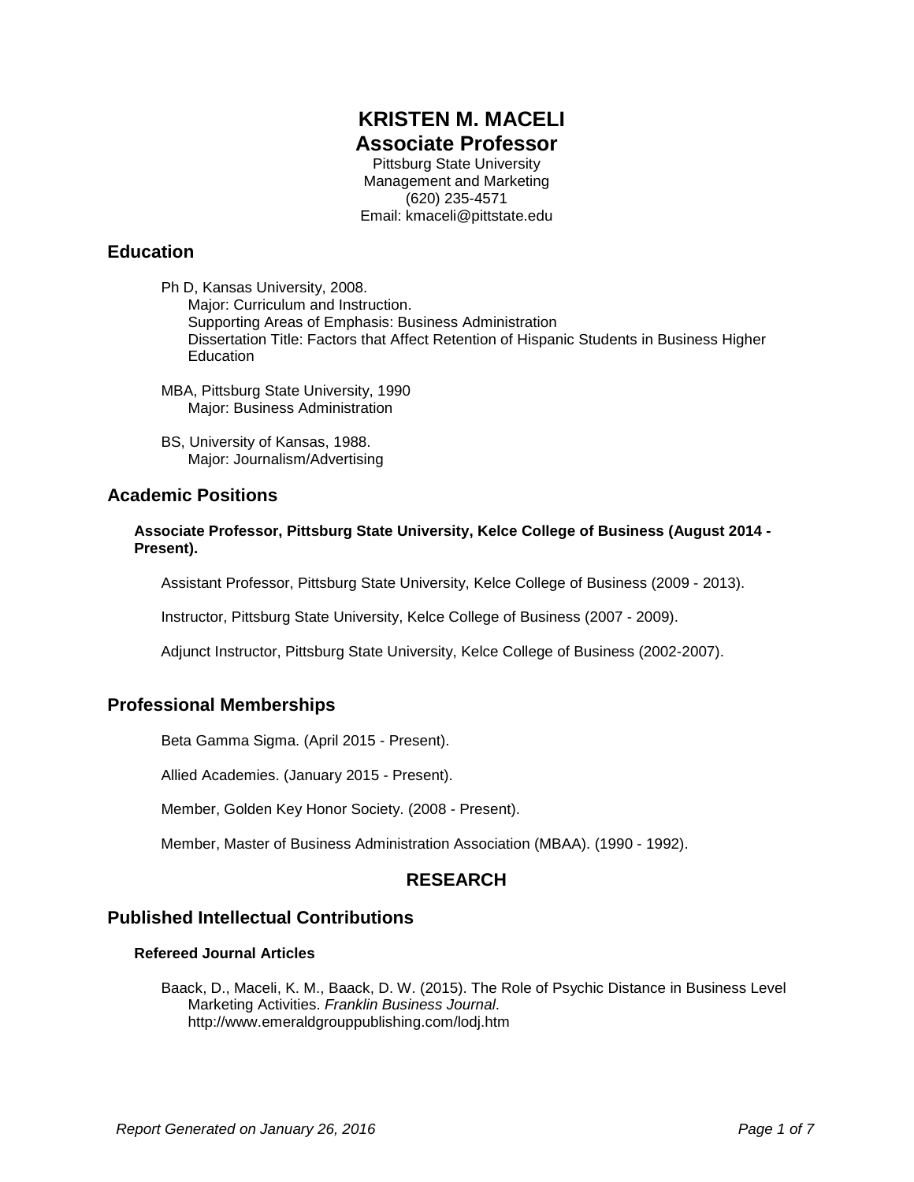# KRISTEN M. MACELI

## Associate Professor

Pittsburg State University
Management and Marketing
(620) 235-4571
Email: kmaceli@pittstate.edu

## Education

Ph D, Kansas University, 2008.
Major: Curriculum and Instruction.
Supporting Areas of Emphasis: Business Administration
Dissertation Title: Factors that Affect Retention of Hispanic Students in Business Higher Education

MBA, Pittsburg State University, 1990
Major: Business Administration

BS, University of Kansas, 1988.
Major: Journalism/Advertising

## Academic Positions

**Associate Professor, Pittsburg State University, Kelce College of Business (August 2014 - Present).**

Assistant Professor, Pittsburg State University, Kelce College of Business (2009 - 2013).

Instructor, Pittsburg State University, Kelce College of Business (2007 - 2009).

Adjunct Instructor, Pittsburg State University, Kelce College of Business (2002-2007).

## Professional Memberships

Beta Gamma Sigma. (April 2015 - Present).

Allied Academies. (January 2015 - Present).

Member, Golden Key Honor Society. (2008 - Present).

Member, Master of Business Administration Association (MBAA). (1990 - 1992).

## RESEARCH

## Published Intellectual Contributions

### Refereed Journal Articles

Baack, D., Maceli, K. M., Baack, D. W. (2015). The Role of Psychic Distance in Business Level Marketing Activities. *Franklin Business Journal*. http://www.emeraldgrouppublishing.com/lodj.htm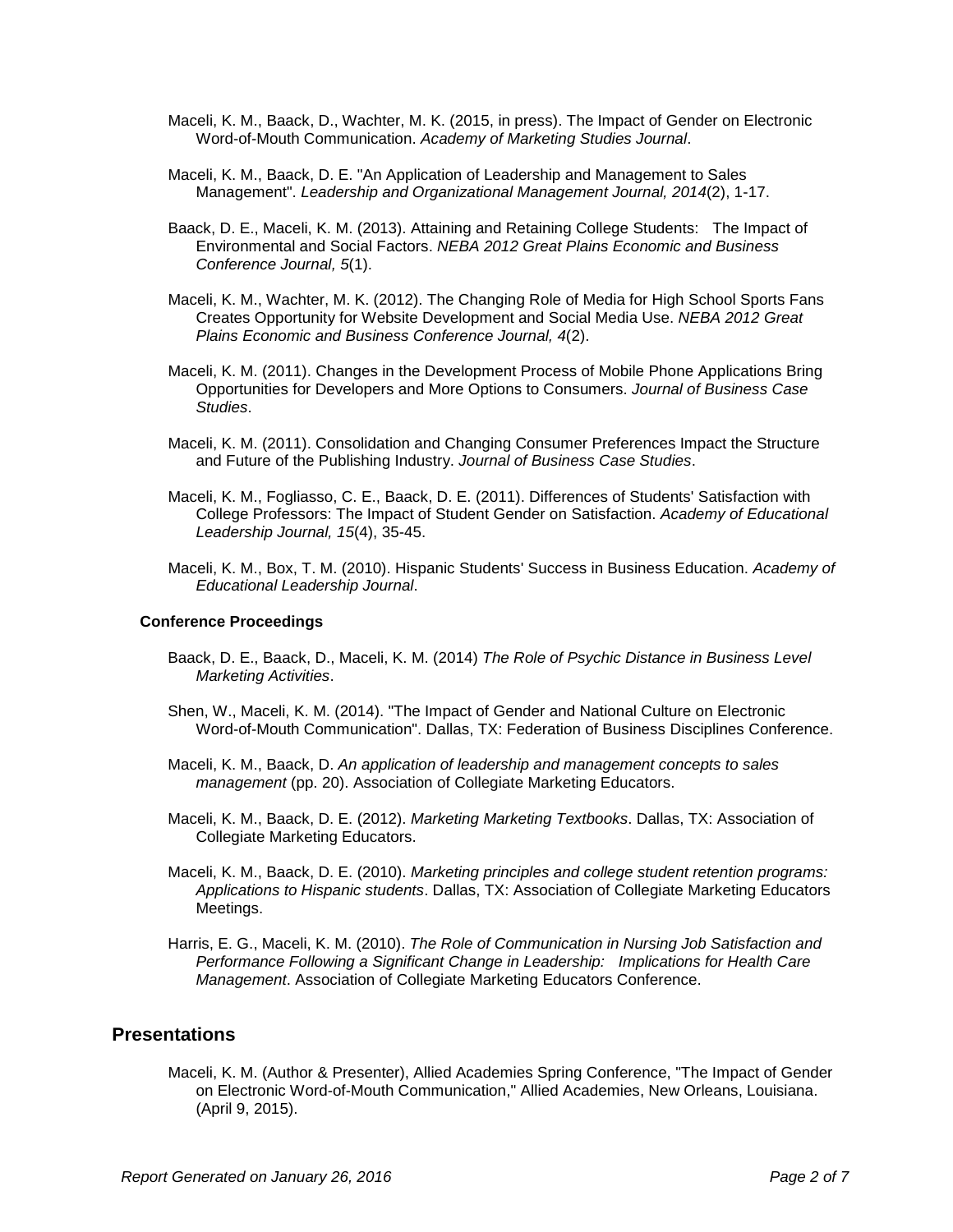Maceli, K. M., Baack, D., Wachter, M. K. (2015, in press). The Impact of Gender on Electronic Word-of-Mouth Communication. *Academy of Marketing Studies Journal*.

Maceli, K. M., Baack, D. E. "An Application of Leadership and Management to Sales Management". *Leadership and Organizational Management Journal, 2014*(2), 1-17.

Baack, D. E., Maceli, K. M. (2013). Attaining and Retaining College Students: The Impact of Environmental and Social Factors. *NEBA 2012 Great Plains Economic and Business Conference Journal, 5*(1).

Maceli, K. M., Wachter, M. K. (2012). The Changing Role of Media for High School Sports Fans Creates Opportunity for Website Development and Social Media Use. *NEBA 2012 Great Plains Economic and Business Conference Journal, 4*(2).

Maceli, K. M. (2011). Changes in the Development Process of Mobile Phone Applications Bring Opportunities for Developers and More Options to Consumers. *Journal of Business Case Studies*.

Maceli, K. M. (2011). Consolidation and Changing Consumer Preferences Impact the Structure and Future of the Publishing Industry. *Journal of Business Case Studies*.

Maceli, K. M., Fogliasso, C. E., Baack, D. E. (2011). Differences of Students' Satisfaction with College Professors: The Impact of Student Gender on Satisfaction. *Academy of Educational Leadership Journal, 15*(4), 35-45.

Maceli, K. M., Box, T. M. (2010). Hispanic Students' Success in Business Education. *Academy of Educational Leadership Journal*.

### Conference Proceedings

Baack, D. E., Baack, D., Maceli, K. M. (2014) *The Role of Psychic Distance in Business Level Marketing Activities*.

Shen, W., Maceli, K. M. (2014). "The Impact of Gender and National Culture on Electronic Word-of-Mouth Communication". Dallas, TX: Federation of Business Disciplines Conference.

Maceli, K. M., Baack, D. *An application of leadership and management concepts to sales management* (pp. 20). Association of Collegiate Marketing Educators.

Maceli, K. M., Baack, D. E. (2012). *Marketing Marketing Textbooks*. Dallas, TX: Association of Collegiate Marketing Educators.

Maceli, K. M., Baack, D. E. (2010). *Marketing principles and college student retention programs: Applications to Hispanic students*. Dallas, TX: Association of Collegiate Marketing Educators Meetings.

Harris, E. G., Maceli, K. M. (2010). *The Role of Communication in Nursing Job Satisfaction and Performance Following a Significant Change in Leadership: Implications for Health Care Management*. Association of Collegiate Marketing Educators Conference.

## Presentations

Maceli, K. M. (Author & Presenter), Allied Academies Spring Conference, "The Impact of Gender on Electronic Word-of-Mouth Communication," Allied Academies, New Orleans, Louisiana. (April 9, 2015).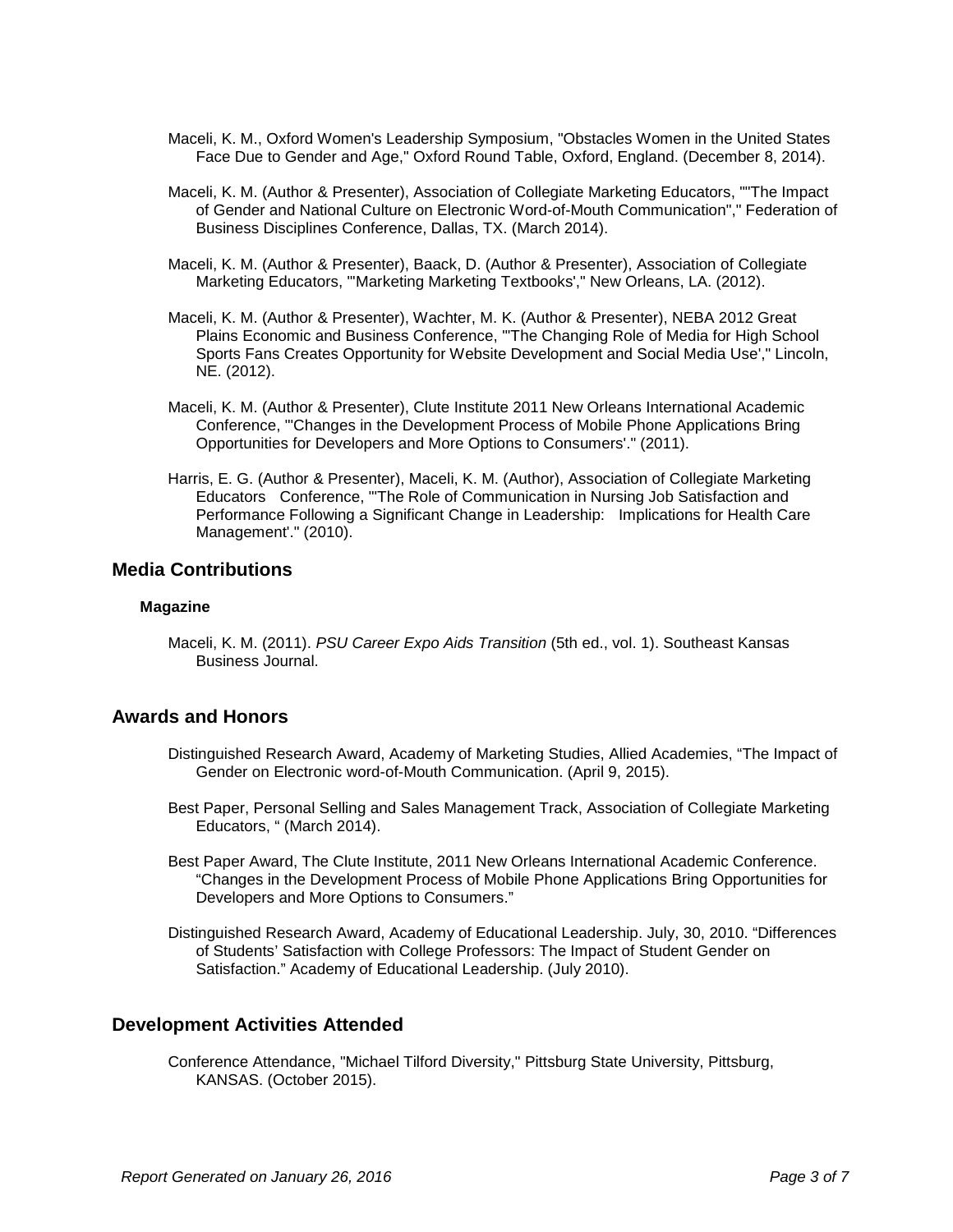Maceli, K. M., Oxford Women's Leadership Symposium, "Obstacles Women in the United States Face Due to Gender and Age," Oxford Round Table, Oxford, England. (December 8, 2014).

Maceli, K. M. (Author & Presenter), Association of Collegiate Marketing Educators, ""The Impact of Gender and National Culture on Electronic Word-of-Mouth Communication"," Federation of Business Disciplines Conference, Dallas, TX. (March 2014).

Maceli, K. M. (Author & Presenter), Baack, D. (Author & Presenter), Association of Collegiate Marketing Educators, "'Marketing Marketing Textbooks'," New Orleans, LA. (2012).

Maceli, K. M. (Author & Presenter), Wachter, M. K. (Author & Presenter), NEBA 2012 Great Plains Economic and Business Conference, "'The Changing Role of Media for High School Sports Fans Creates Opportunity for Website Development and Social Media Use'," Lincoln, NE. (2012).

Maceli, K. M. (Author & Presenter), Clute Institute 2011 New Orleans International Academic Conference, "'Changes in the Development Process of Mobile Phone Applications Bring Opportunities for Developers and More Options to Consumers'." (2011).

Harris, E. G. (Author & Presenter), Maceli, K. M. (Author), Association of Collegiate Marketing Educators Conference, "'The Role of Communication in Nursing Job Satisfaction and Performance Following a Significant Change in Leadership: Implications for Health Care Management'." (2010).

## Media Contributions

### Magazine

Maceli, K. M. (2011). *PSU Career Expo Aids Transition* (5th ed., vol. 1). Southeast Kansas Business Journal.

## Awards and Honors

Distinguished Research Award, Academy of Marketing Studies, Allied Academies, "The Impact of Gender on Electronic word-of-Mouth Communication. (April 9, 2015).

Best Paper, Personal Selling and Sales Management Track, Association of Collegiate Marketing Educators, " (March 2014).

Best Paper Award, The Clute Institute, 2011 New Orleans International Academic Conference. "Changes in the Development Process of Mobile Phone Applications Bring Opportunities for Developers and More Options to Consumers."

Distinguished Research Award, Academy of Educational Leadership. July, 30, 2010. "Differences of Students' Satisfaction with College Professors: The Impact of Student Gender on Satisfaction." Academy of Educational Leadership. (July 2010).

## Development Activities Attended

Conference Attendance, "Michael Tilford Diversity," Pittsburg State University, Pittsburg, KANSAS. (October 2015).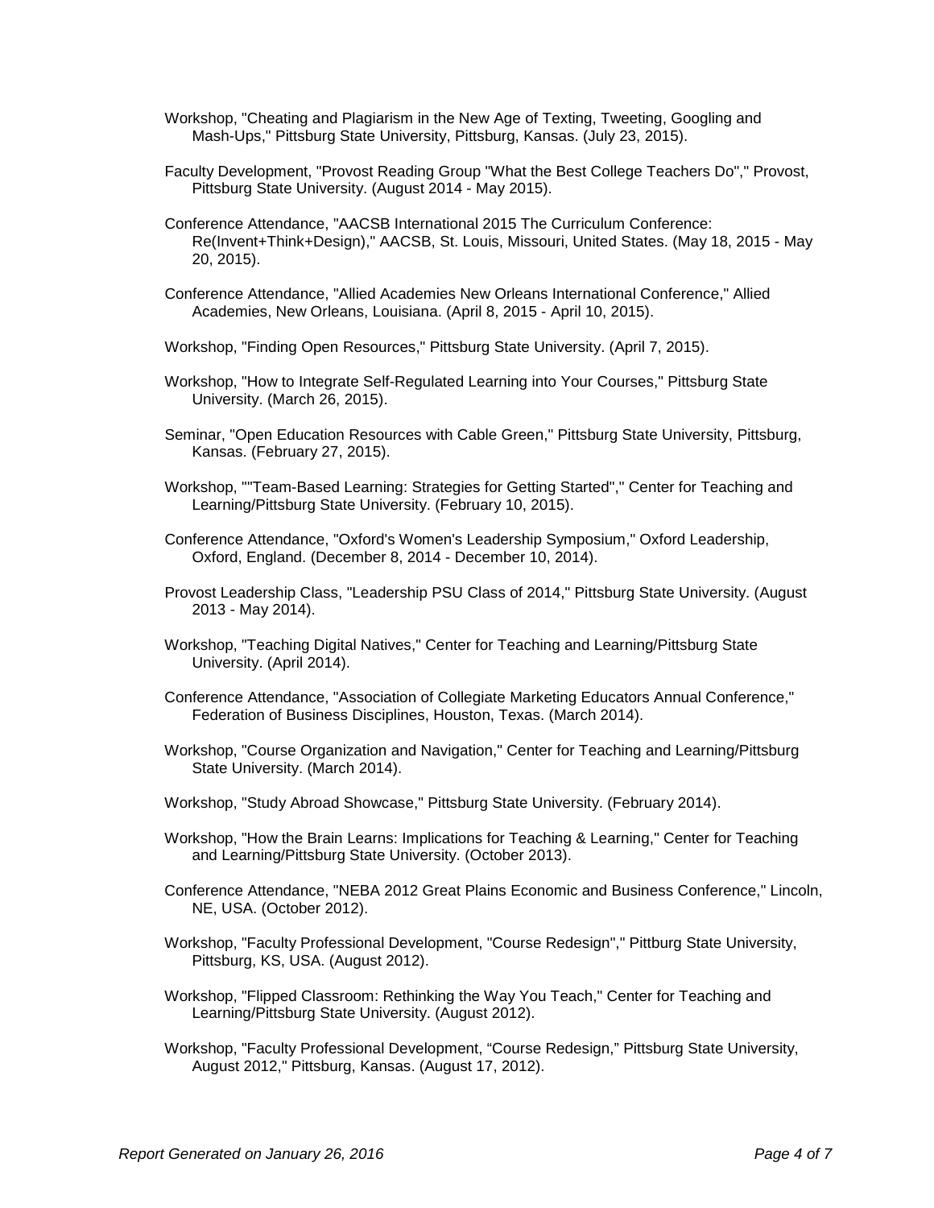Workshop, "Cheating and Plagiarism in the New Age of Texting, Tweeting, Googling and Mash-Ups," Pittsburg State University, Pittsburg, Kansas. (July 23, 2015).

Faculty Development, "Provost Reading Group "What the Best College Teachers Do"," Provost, Pittsburg State University. (August 2014 - May 2015).

Conference Attendance, "AACSB International 2015 The Curriculum Conference: Re(Invent+Think+Design)," AACSB, St. Louis, Missouri, United States. (May 18, 2015 - May 20, 2015).

Conference Attendance, "Allied Academies New Orleans International Conference," Allied Academies, New Orleans, Louisiana. (April 8, 2015 - April 10, 2015).

Workshop, "Finding Open Resources," Pittsburg State University. (April 7, 2015).

Workshop, "How to Integrate Self-Regulated Learning into Your Courses," Pittsburg State University. (March 26, 2015).

Seminar, "Open Education Resources with Cable Green," Pittsburg State University, Pittsburg, Kansas. (February 27, 2015).

Workshop, ""Team-Based Learning: Strategies for Getting Started"," Center for Teaching and Learning/Pittsburg State University. (February 10, 2015).

Conference Attendance, "Oxford's Women's Leadership Symposium," Oxford Leadership, Oxford, England. (December 8, 2014 - December 10, 2014).

Provost Leadership Class, "Leadership PSU Class of 2014," Pittsburg State University. (August 2013 - May 2014).

Workshop, "Teaching Digital Natives," Center for Teaching and Learning/Pittsburg State University. (April 2014).

Conference Attendance, "Association of Collegiate Marketing Educators Annual Conference," Federation of Business Disciplines, Houston, Texas. (March 2014).

Workshop, "Course Organization and Navigation," Center for Teaching and Learning/Pittsburg State University. (March 2014).

Workshop, "Study Abroad Showcase," Pittsburg State University. (February 2014).

Workshop, "How the Brain Learns: Implications for Teaching & Learning," Center for Teaching and Learning/Pittsburg State University. (October 2013).

Conference Attendance, "NEBA 2012 Great Plains Economic and Business Conference," Lincoln, NE, USA. (October 2012).

Workshop, "Faculty Professional Development, "Course Redesign"," Pittburg State University, Pittsburg, KS, USA. (August 2012).

Workshop, "Flipped Classroom: Rethinking the Way You Teach," Center for Teaching and Learning/Pittsburg State University. (August 2012).

Workshop, "Faculty Professional Development, “Course Redesign,” Pittsburg State University, August 2012," Pittsburg, Kansas. (August 17, 2012).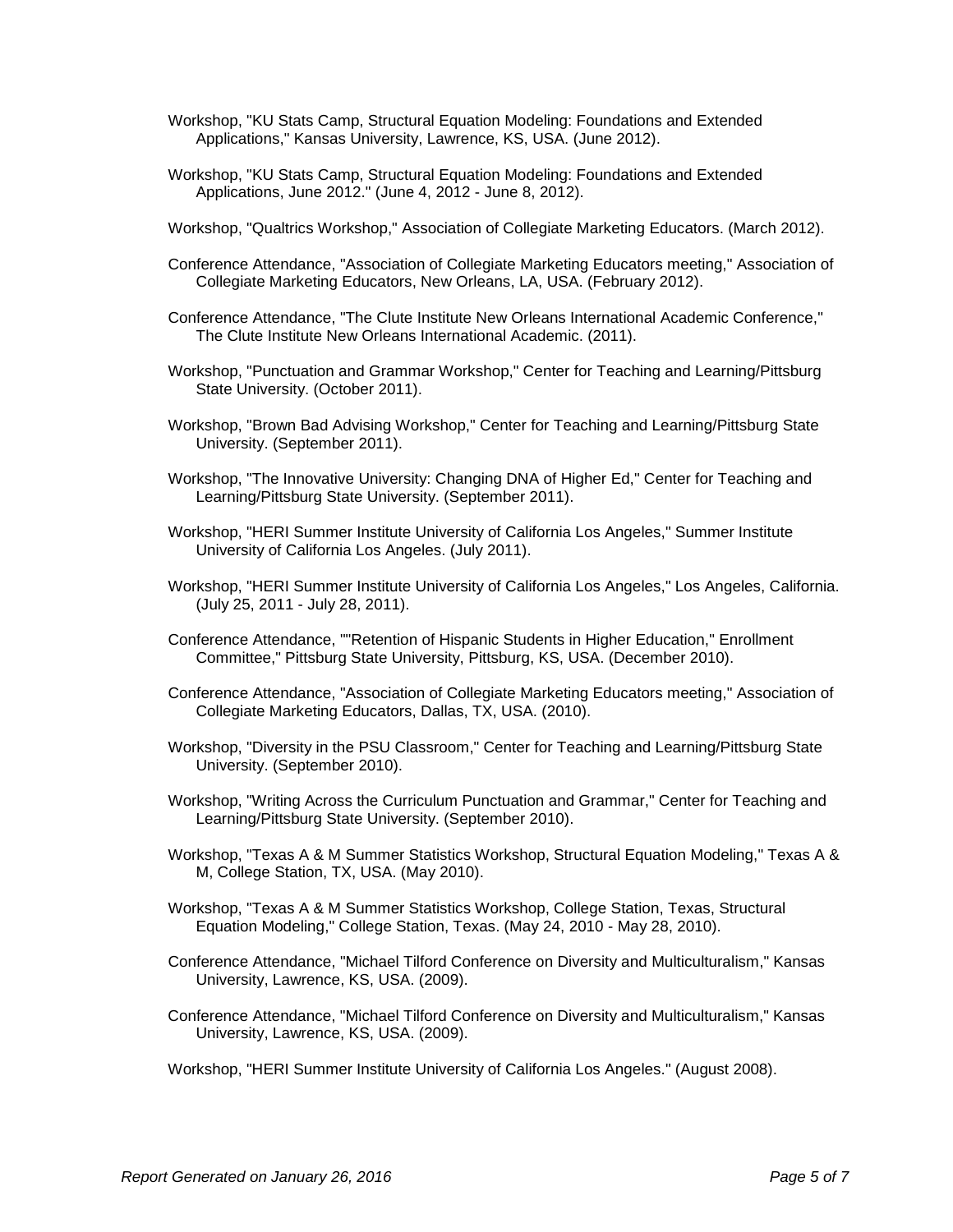Workshop, "KU Stats Camp, Structural Equation Modeling: Foundations and Extended Applications," Kansas University, Lawrence, KS, USA. (June 2012).

Workshop, "KU Stats Camp, Structural Equation Modeling: Foundations and Extended Applications, June 2012." (June 4, 2012 - June 8, 2012).

Workshop, "Qualtrics Workshop," Association of Collegiate Marketing Educators. (March 2012).

Conference Attendance, "Association of Collegiate Marketing Educators meeting," Association of Collegiate Marketing Educators, New Orleans, LA, USA. (February 2012).

Conference Attendance, "The Clute Institute New Orleans International Academic Conference," The Clute Institute New Orleans International Academic. (2011).

Workshop, "Punctuation and Grammar Workshop," Center for Teaching and Learning/Pittsburg State University. (October 2011).

Workshop, "Brown Bad Advising Workshop," Center for Teaching and Learning/Pittsburg State University. (September 2011).

Workshop, "The Innovative University: Changing DNA of Higher Ed," Center for Teaching and Learning/Pittsburg State University. (September 2011).

Workshop, "HERI Summer Institute University of California Los Angeles," Summer Institute University of California Los Angeles. (July 2011).

Workshop, "HERI Summer Institute University of California Los Angeles," Los Angeles, California. (July 25, 2011 - July 28, 2011).

Conference Attendance, ""Retention of Hispanic Students in Higher Education," Enrollment Committee," Pittsburg State University, Pittsburg, KS, USA. (December 2010).

Conference Attendance, "Association of Collegiate Marketing Educators meeting," Association of Collegiate Marketing Educators, Dallas, TX, USA. (2010).

Workshop, "Diversity in the PSU Classroom," Center for Teaching and Learning/Pittsburg State University. (September 2010).

Workshop, "Writing Across the Curriculum Punctuation and Grammar," Center for Teaching and Learning/Pittsburg State University. (September 2010).

Workshop, "Texas A & M Summer Statistics Workshop, Structural Equation Modeling," Texas A & M, College Station, TX, USA. (May 2010).

Workshop, "Texas A & M Summer Statistics Workshop, College Station, Texas, Structural Equation Modeling," College Station, Texas. (May 24, 2010 - May 28, 2010).

Conference Attendance, "Michael Tilford Conference on Diversity and Multiculturalism," Kansas University, Lawrence, KS, USA. (2009).

Conference Attendance, "Michael Tilford Conference on Diversity and Multiculturalism," Kansas University, Lawrence, KS, USA. (2009).

Workshop, "HERI Summer Institute University of California Los Angeles." (August 2008).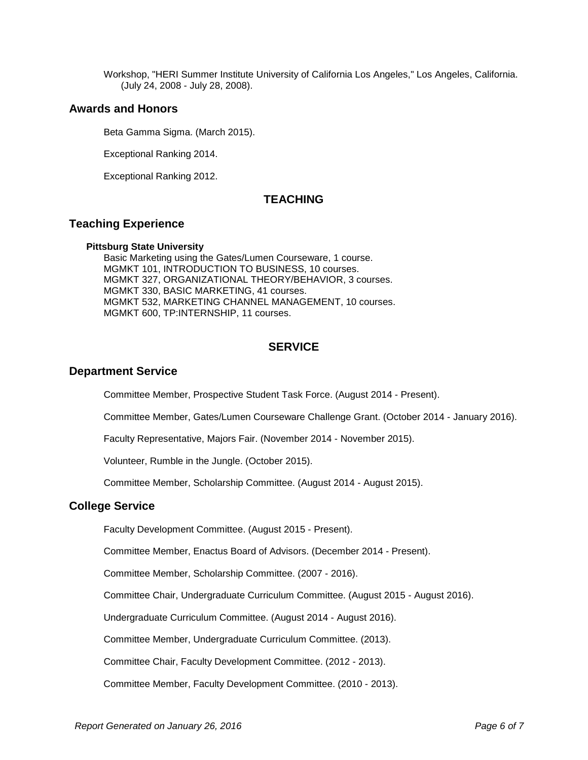Workshop, "HERI Summer Institute University of California Los Angeles," Los Angeles, California. (July 24, 2008 - July 28, 2008).

## Awards and Honors

Beta Gamma Sigma. (March 2015).

Exceptional Ranking 2014.

Exceptional Ranking 2012.

# TEACHING

## Teaching Experience

**Pittsburg State University**

Basic Marketing using the Gates/Lumen Courseware, 1 course.
MGMKT 101, INTRODUCTION TO BUSINESS, 10 courses.
MGMKT 327, ORGANIZATIONAL THEORY/BEHAVIOR, 3 courses.
MGMKT 330, BASIC MARKETING, 41 courses.
MGMKT 532, MARKETING CHANNEL MANAGEMENT, 10 courses.
MGMKT 600, TP:INTERNSHIP, 11 courses.

# SERVICE

## Department Service

Committee Member, Prospective Student Task Force. (August 2014 - Present).

Committee Member, Gates/Lumen Courseware Challenge Grant. (October 2014 - January 2016).

Faculty Representative, Majors Fair. (November 2014 - November 2015).

Volunteer, Rumble in the Jungle. (October 2015).

Committee Member, Scholarship Committee. (August 2014 - August 2015).

## College Service

Faculty Development Committee. (August 2015 - Present).

Committee Member, Enactus Board of Advisors. (December 2014 - Present).

Committee Member, Scholarship Committee. (2007 - 2016).

Committee Chair, Undergraduate Curriculum Committee. (August 2015 - August 2016).

Undergraduate Curriculum Committee. (August 2014 - August 2016).

Committee Member, Undergraduate Curriculum Committee. (2013).

Committee Chair, Faculty Development Committee. (2012 - 2013).

Committee Member, Faculty Development Committee. (2010 - 2013).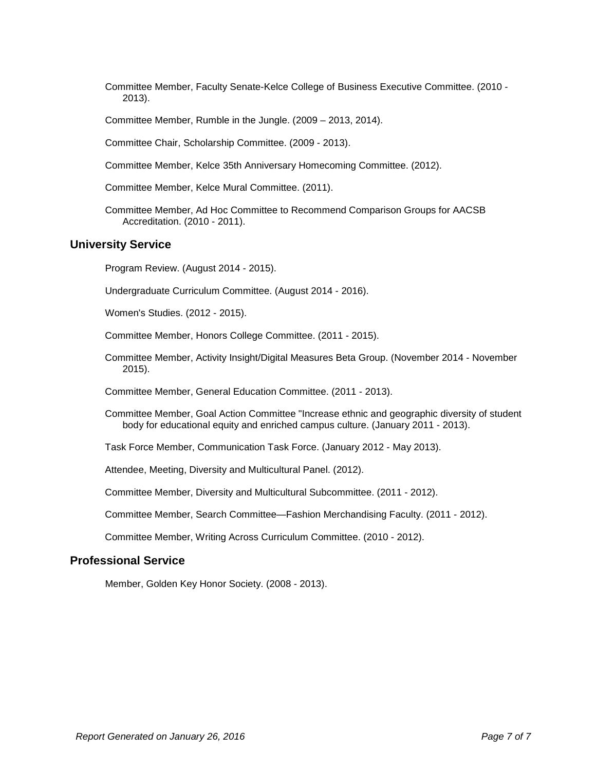Committee Member, Faculty Senate-Kelce College of Business Executive Committee. (2010 - 2013).

Committee Member, Rumble in the Jungle. (2009 – 2013, 2014).

Committee Chair, Scholarship Committee. (2009 - 2013).

Committee Member, Kelce 35th Anniversary Homecoming Committee. (2012).

Committee Member, Kelce Mural Committee. (2011).

Committee Member, Ad Hoc Committee to Recommend Comparison Groups for AACSB Accreditation. (2010 - 2011).

## University Service

Program Review. (August 2014 - 2015).

Undergraduate Curriculum Committee. (August 2014 - 2016).

Women's Studies. (2012 - 2015).

Committee Member, Honors College Committee. (2011 - 2015).

Committee Member, Activity Insight/Digital Measures Beta Group. (November 2014 - November 2015).

Committee Member, General Education Committee. (2011 - 2013).

Committee Member, Goal Action Committee "Increase ethnic and geographic diversity of student body for educational equity and enriched campus culture. (January 2011 - 2013).

Task Force Member, Communication Task Force. (January 2012 - May 2013).

Attendee, Meeting, Diversity and Multicultural Panel. (2012).

Committee Member, Diversity and Multicultural Subcommittee. (2011 - 2012).

Committee Member, Search Committee—Fashion Merchandising Faculty. (2011 - 2012).

Committee Member, Writing Across Curriculum Committee. (2010 - 2012).

## Professional Service

Member, Golden Key Honor Society. (2008 - 2013).